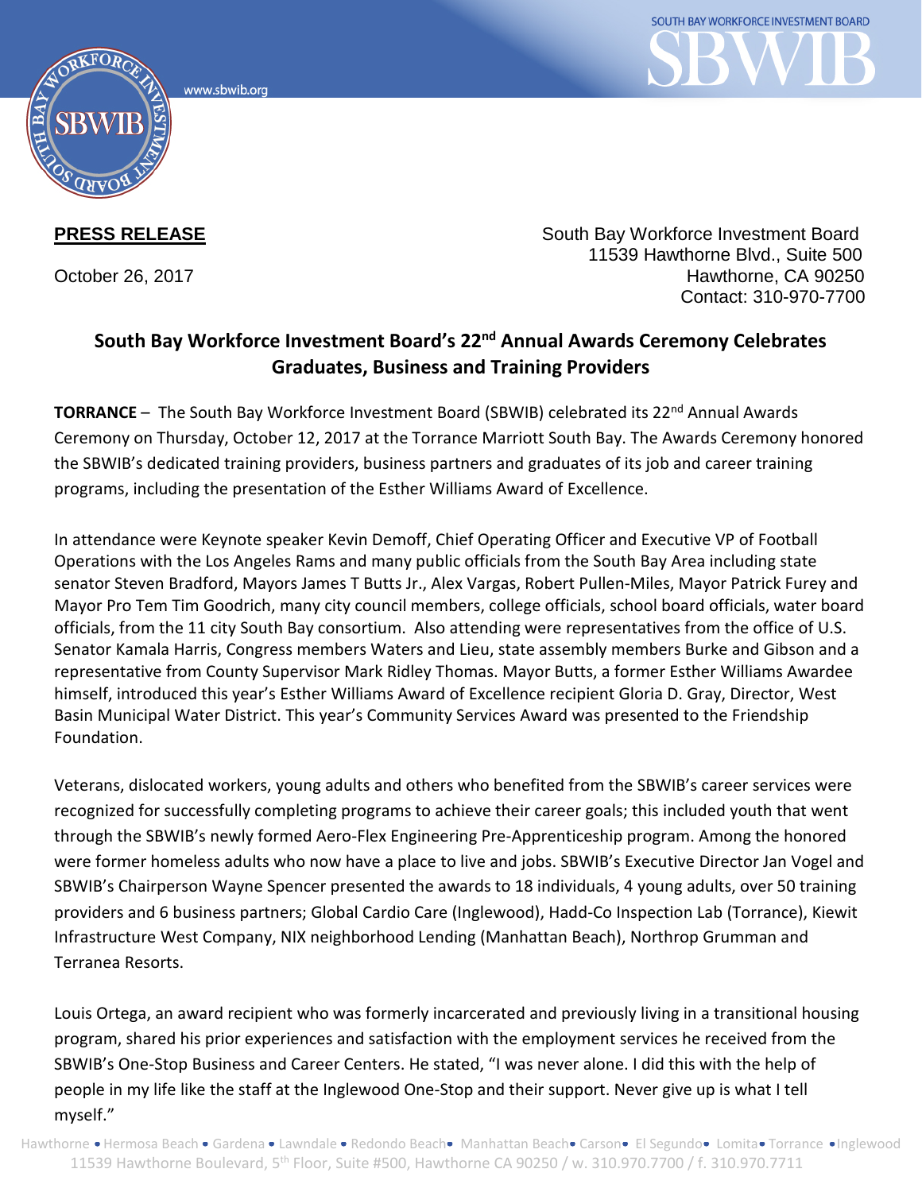**PRESS RELEASE**

October 26, 2017

South Bay Workforce Investment Board
11539 Hawthorne Blvd., Suite 500
Hawthorne, CA 90250
Contact: 310-970-7700

## South Bay Workforce Investment Board's 22nd Annual Awards Ceremony Celebrates Graduates, Business and Training Providers

**TORRANCE** – The South Bay Workforce Investment Board (SBWIB) celebrated its 22nd Annual Awards Ceremony on Thursday, October 12, 2017 at the Torrance Marriott South Bay. The Awards Ceremony honored the SBWIB's dedicated training providers, business partners and graduates of its job and career training programs, including the presentation of the Esther Williams Award of Excellence.

In attendance were Keynote speaker Kevin Demoff, Chief Operating Officer and Executive VP of Football Operations with the Los Angeles Rams and many public officials from the South Bay Area including state senator Steven Bradford, Mayors James T Butts Jr., Alex Vargas, Robert Pullen-Miles, Mayor Patrick Furey and Mayor Pro Tem Tim Goodrich, many city council members, college officials, school board officials, water board officials, from the 11 city South Bay consortium. Also attending were representatives from the office of U.S. Senator Kamala Harris, Congress members Waters and Lieu, state assembly members Burke and Gibson and a representative from County Supervisor Mark Ridley Thomas. Mayor Butts, a former Esther Williams Awardee himself, introduced this year's Esther Williams Award of Excellence recipient Gloria D. Gray, Director, West Basin Municipal Water District. This year's Community Services Award was presented to the Friendship Foundation.

Veterans, dislocated workers, young adults and others who benefited from the SBWIB's career services were recognized for successfully completing programs to achieve their career goals; this included youth that went through the SBWIB's newly formed Aero-Flex Engineering Pre-Apprenticeship program. Among the honored were former homeless adults who now have a place to live and jobs. SBWIB's Executive Director Jan Vogel and SBWIB's Chairperson Wayne Spencer presented the awards to 18 individuals, 4 young adults, over 50 training providers and 6 business partners; Global Cardio Care (Inglewood), Hadd-Co Inspection Lab (Torrance), Kiewit Infrastructure West Company, NIX neighborhood Lending (Manhattan Beach), Northrop Grumman and Terranea Resorts.

Louis Ortega, an award recipient who was formerly incarcerated and previously living in a transitional housing program, shared his prior experiences and satisfaction with the employment services he received from the SBWIB's One-Stop Business and Career Centers. He stated, "I was never alone. I did this with the help of people in my life like the staff at the Inglewood One-Stop and their support. Never give up is what I tell myself."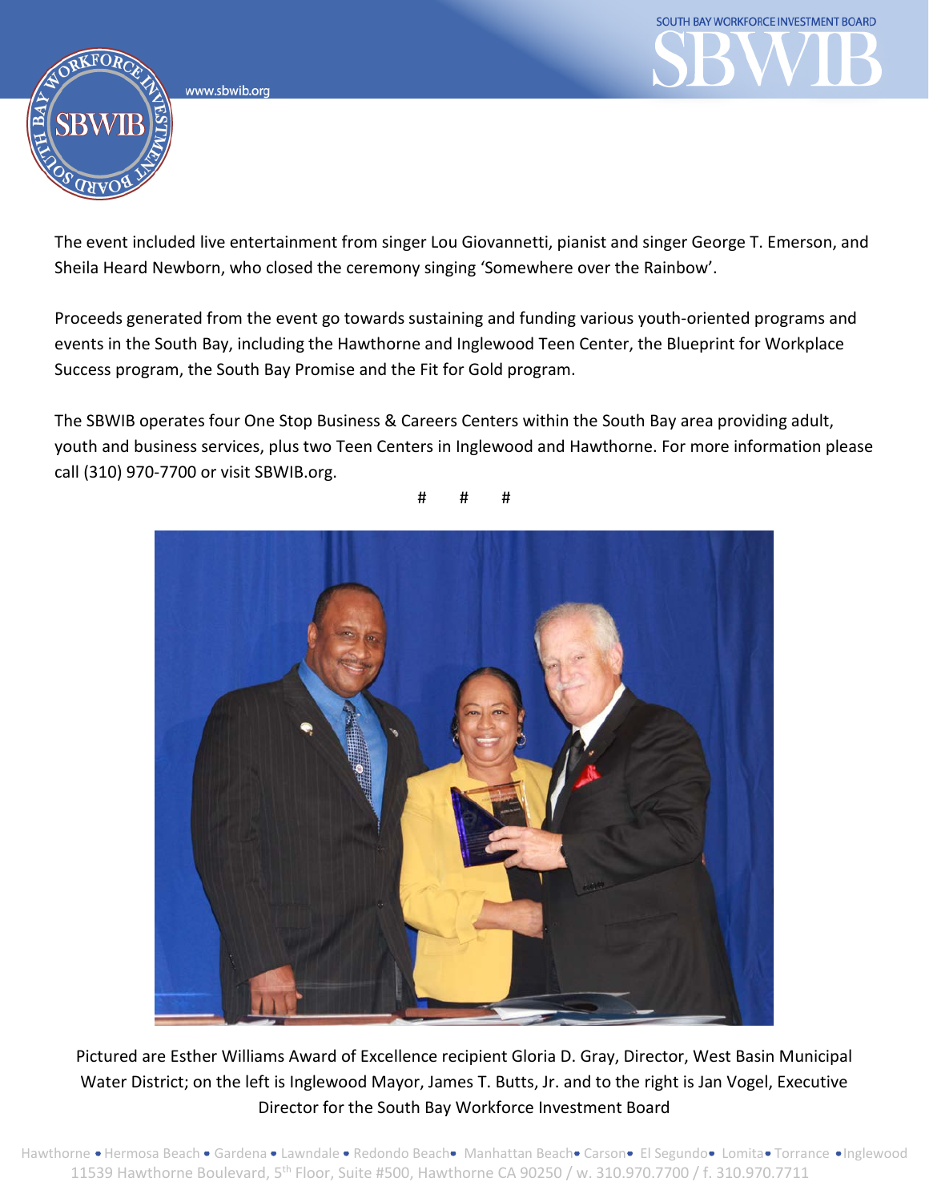The event included live entertainment from singer Lou Giovannetti, pianist and singer George T. Emerson, and Sheila Heard Newborn, who closed the ceremony singing 'Somewhere over the Rainbow'.

Proceeds generated from the event go towards sustaining and funding various youth-oriented programs and events in the South Bay, including the Hawthorne and Inglewood Teen Center, the Blueprint for Workplace Success program, the South Bay Promise and the Fit for Gold program.

The SBWIB operates four One Stop Business & Careers Centers within the South Bay area providing adult, youth and business services, plus two Teen Centers in Inglewood and Hawthorne. For more information please call (310) 970-7700 or visit SBWIB.org.

# # #

Pictured are Esther Williams Award of Excellence recipient Gloria D. Gray, Director, West Basin Municipal Water District; on the left is Inglewood Mayor, James T. Butts, Jr. and to the right is Jan Vogel, Executive Director for the South Bay Workforce Investment Board